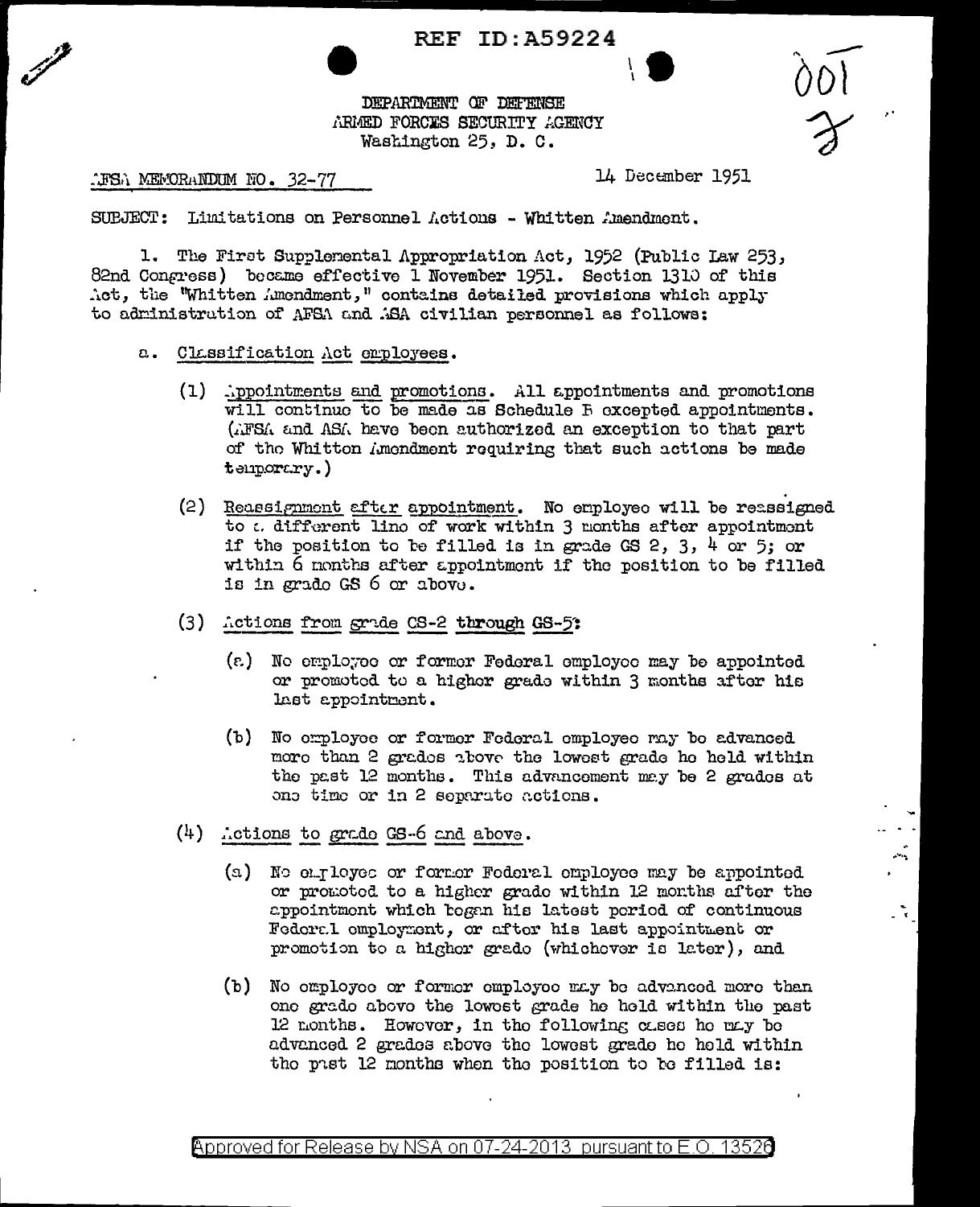REF ID:A59224

DEPARTMENT OF DEFENSE
ARMED FORCES SECURITY AGENCY
Washington 25, D. C.

AFSA MEMORANDUM NO. 32-77

14 December 1951

SUBJECT: Limitations on Personnel Actions - Whitten Amendment.

1. The First Supplemental Appropriation Act, 1952 (Public Law 253, 82nd Congress) became effective 1 November 1951. Section 1310 of this Act, the "Whitten Amendment," contains detailed provisions which apply to administration of AFSA and ASA civilian personnel as follows:

a. Classification Act employees.

(1) Appointments and promotions. All appointments and promotions will continue to be made as Schedule B excepted appointments. (AFSA and ASA have been authorized an exception to that part of the Whitten Amendment requiring that such actions be made temporary.)

(2) Reassignment after appointment. No employee will be reassigned to a different line of work within 3 months after appointment if the position to be filled is in grade GS 2, 3, 4 or 5; or within 6 months after appointment if the position to be filled is in grade GS 6 or above.

(3) Actions from grade GS-2 through GS-5:

(a) No employee or former Federal employee may be appointed or promoted to a higher grade within 3 months after his last appointment.

(b) No employee or former Federal employee may be advanced more than 2 grades above the lowest grade he held within the past 12 months. This advancement may be 2 grades at one time or in 2 separate actions.

(4) Actions to grade GS-6 and above.

(a) No employee or former Federal employee may be appointed or promoted to a higher grade within 12 months after the appointment which began his latest period of continuous Federal employment, or after his last appointment or promotion to a higher grade (whichever is later), and

(b) No employee or former employee may be advanced more than one grade above the lowest grade he held within the past 12 months. However, in the following cases he may be advanced 2 grades above the lowest grade he held within the past 12 months when the position to be filled is: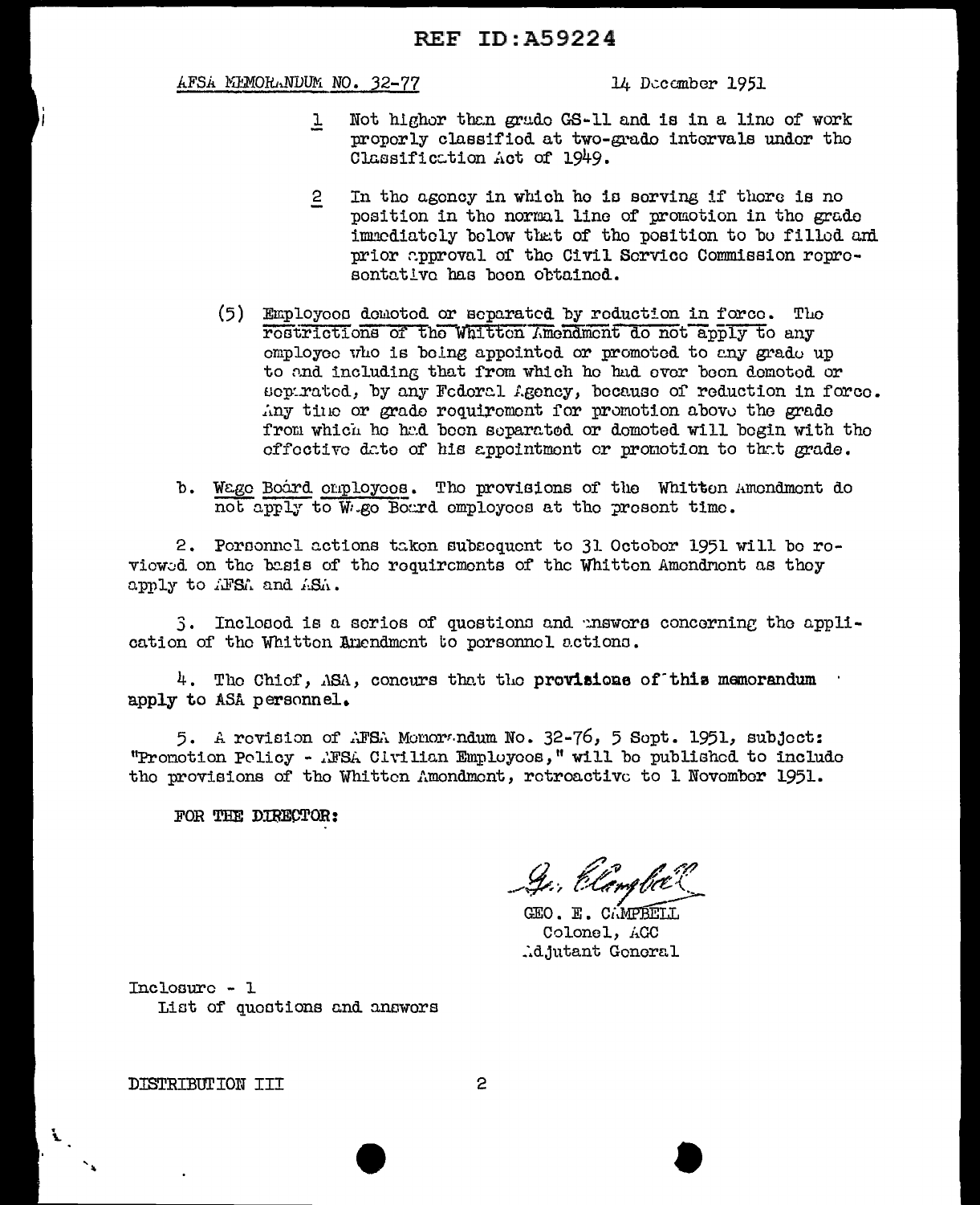REF ID:A59224

AFSA MEMORANDUM NO. 32-77 14 December 1951

1 Not higher than grade GS-11 and is in a line of work properly classified at two-grade intervals under the Classification Act of 1949.

2 In the agency in which he is serving if there is no position in the normal line of promotion in the grade immediately below that of the position to be filled and prior approval of the Civil Service Commission representative has been obtained.

(5) Employees demoted or separated by reduction in force. The restrictions of the Whitten Amendment do not apply to any employee who is being appointed or promoted to any grade up to and including that from which he had ever been demoted or separated, by any Federal Agency, because of reduction in force. Any time or grade requirement for promotion above the grade from which he had been separated or demoted will begin with the effective date of his appointment or promotion to that grade.

b. Wage Board employees. The provisions of the Whitten Amendment do not apply to Wage Board employees at the present time.

2. Personnel actions taken subsequent to 31 October 1951 will be reviewed on the basis of the requirements of the Whitten Amendment as they apply to AFSA and ASA.

3. Inclosed is a series of questions and answers concerning the application of the Whitten Amendment to personnel actions.

4. The Chief, ASA, concurs that the provisions of this memorandum apply to ASA personnel.

5. A revision of AFSA Memorandum No. 32-76, 5 Sept. 1951, subject: "Promotion Policy - AFSA Civilian Employees," will be published to include the provisions of the Whitten Amendment, retroactive to 1 November 1951.

FOR THE DIRECTOR:

Geo. E. Campbell

GEO. E. CAMPBELL
Colonel, AGC
Adjutant General

Inclosure - 1
List of questions and answers

DISTRIBUTION III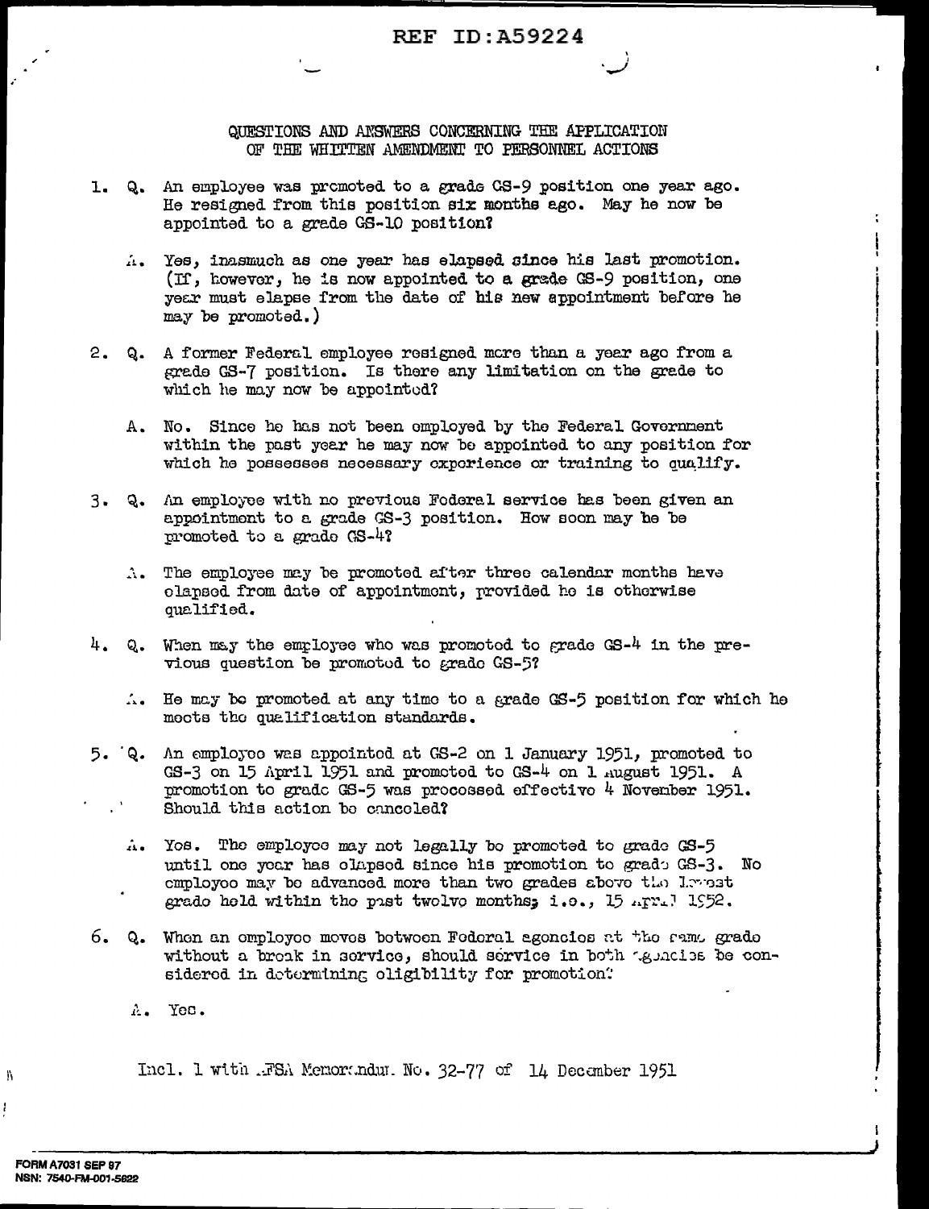# QUESTIONS AND ANSWERS CONCERNING THE APPLICATION OF THE WHITTEN AMENDMENT TO PERSONNEL ACTIONS

1. Q. An employee was promoted to a grade GS-9 position one year ago. He resigned from this position six months ago. May he now be appointed to a grade GS-10 position?

   A. Yes, inasmuch as one year has elapsed since his last promotion. (If, however, he is now appointed to a grade GS-9 position, one year must elapse from the date of his new appointment before he may be promoted.)

2. Q. A former Federal employee resigned more than a year ago from a grade GS-7 position. Is there any limitation on the grade to which he may now be appointed?

   A. No. Since he has not been employed by the Federal Government within the past year he may now be appointed to any position for which he possesses necessary experience or training to qualify.

3. Q. An employee with no previous Federal service has been given an appointment to a grade GS-3 position. How soon may he be promoted to a grade GS-4?

   A. The employee may be promoted after three calendar months have elapsed from date of appointment, provided he is otherwise qualified.

4. Q. When may the employee who was promoted to grade GS-4 in the previous question be promoted to grade GS-5?

   A. He may be promoted at any time to a grade GS-5 position for which he meets the qualification standards.

5. Q. An employee was appointed at GS-2 on 1 January 1951, promoted to GS-3 on 15 April 1951 and promoted to GS-4 on 1 August 1951. A promotion to grade GS-5 was processed effective 4 November 1951. Should this action be canceled?

   A. Yes. The employee may not legally be promoted to grade GS-5 until one year has elapsed since his promotion to grade GS-3. No employee may be advanced more than two grades above the lowest grade held within the past twelve months; i.e., 15 April 1952.

6. Q. When an employee moves between Federal agencies at the same grade without a break in service, should service in both agencies be considered in determining eligibility for promotion?

   A. Yes.

Incl. 1 with AFSA Memorandum No. 32-77 of 14 December 1951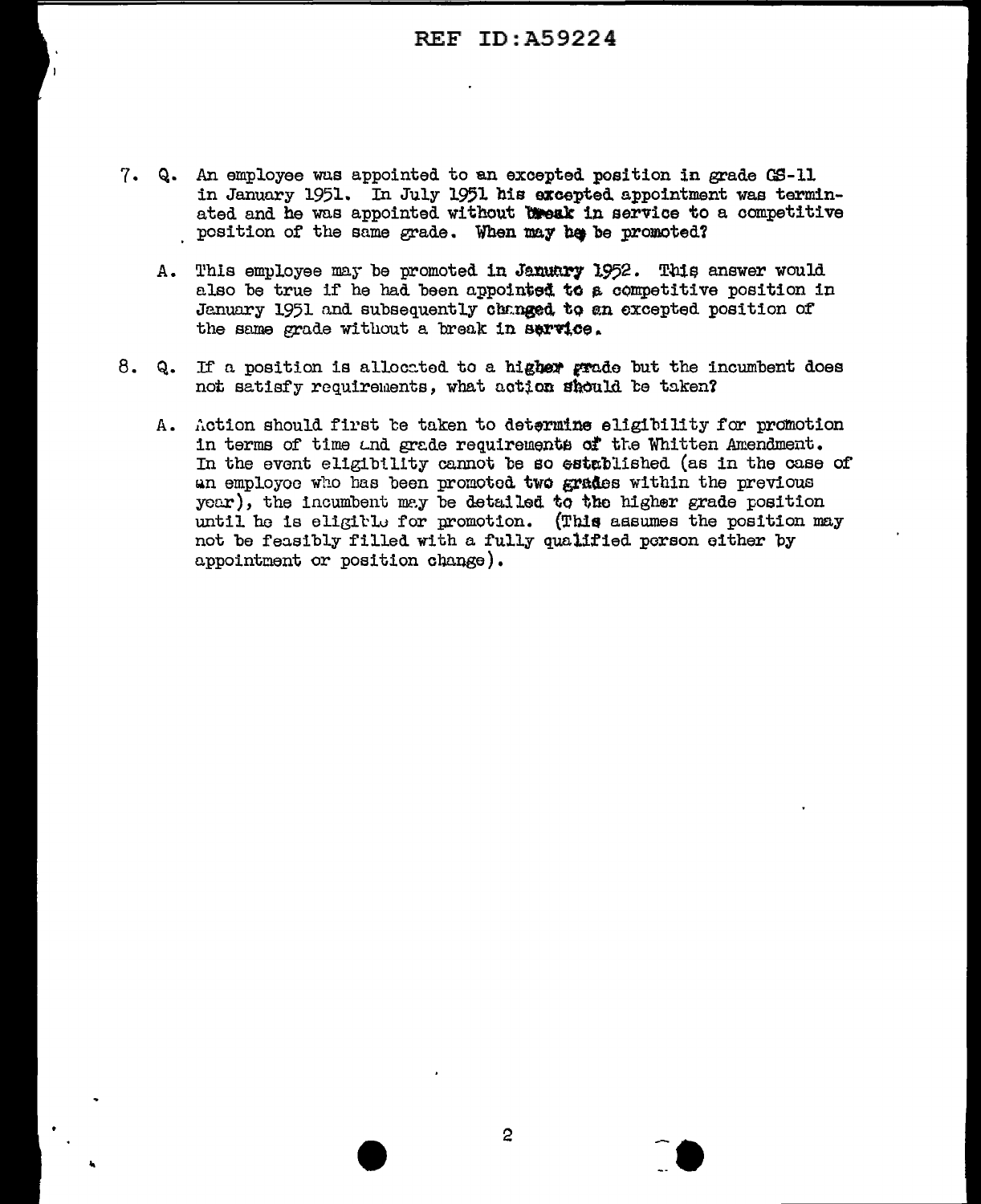7. Q. An employee was appointed to an excepted position in grade GS-11 in January 1951. In July 1951 his excepted appointment was terminated and he was appointed without break in service to a competitive position of the same grade. When may he be promoted?

   A. This employee may be promoted in January 1952. This answer would also be true if he had been appointed to a competitive position in January 1951 and subsequently changed to an excepted position of the same grade without a break in service.

8. Q. If a position is allocated to a higher grade but the incumbent does not satisfy requirements, what action should be taken?

   A. Action should first be taken to determine eligibility for promotion in terms of time and grade requirements of the Whitten Amendment. In the event eligibility cannot be so established (as in the case of an employee who has been promoted two grades within the previous year), the incumbent may be detailed to the higher grade position until he is eligible for promotion. (This assumes the position may not be feasibly filled with a fully qualified person either by appointment or position change).